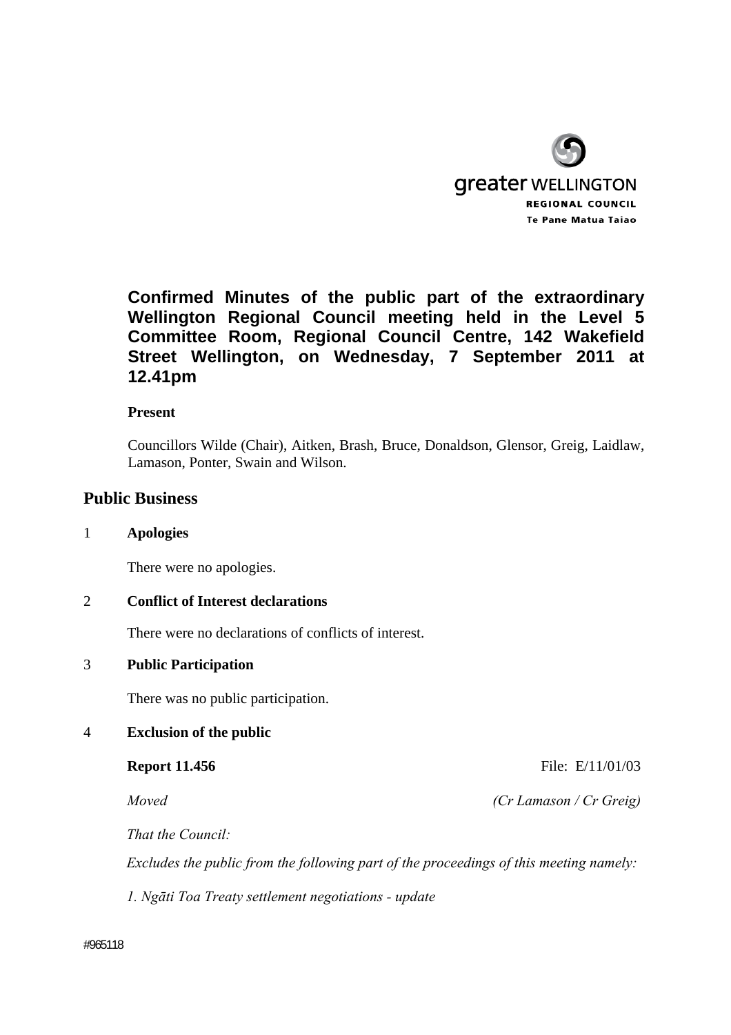greater WELLINGTON
REGIONAL COUNCIL
Te Pane Matua Taiao

**Confirmed Minutes of the public part of the extraordinary Wellington Regional Council meeting held in the Level 5 Committee Room, Regional Council Centre, 142 Wakefield Street Wellington, on Wednesday, 7 September 2011 at 12.41pm**

**Present**

Councillors Wilde (Chair), Aitken, Brash, Bruce, Donaldson, Glensor, Greig, Laidlaw, Lamason, Ponter, Swain and Wilson.

## Public Business

1 **Apologies**

There were no apologies.

2 **Conflict of Interest declarations**

There were no declarations of conflicts of interest.

3 **Public Participation**

There was no public participation.

4 **Exclusion of the public**

**Report 11.456** File: E/11/01/03

*Moved* *(Cr Lamason / Cr Greig)*

*That the Council:*

*Excludes the public from the following part of the proceedings of this meeting namely:*

*1. Ngāti Toa Treaty settlement negotiations - update*

#965118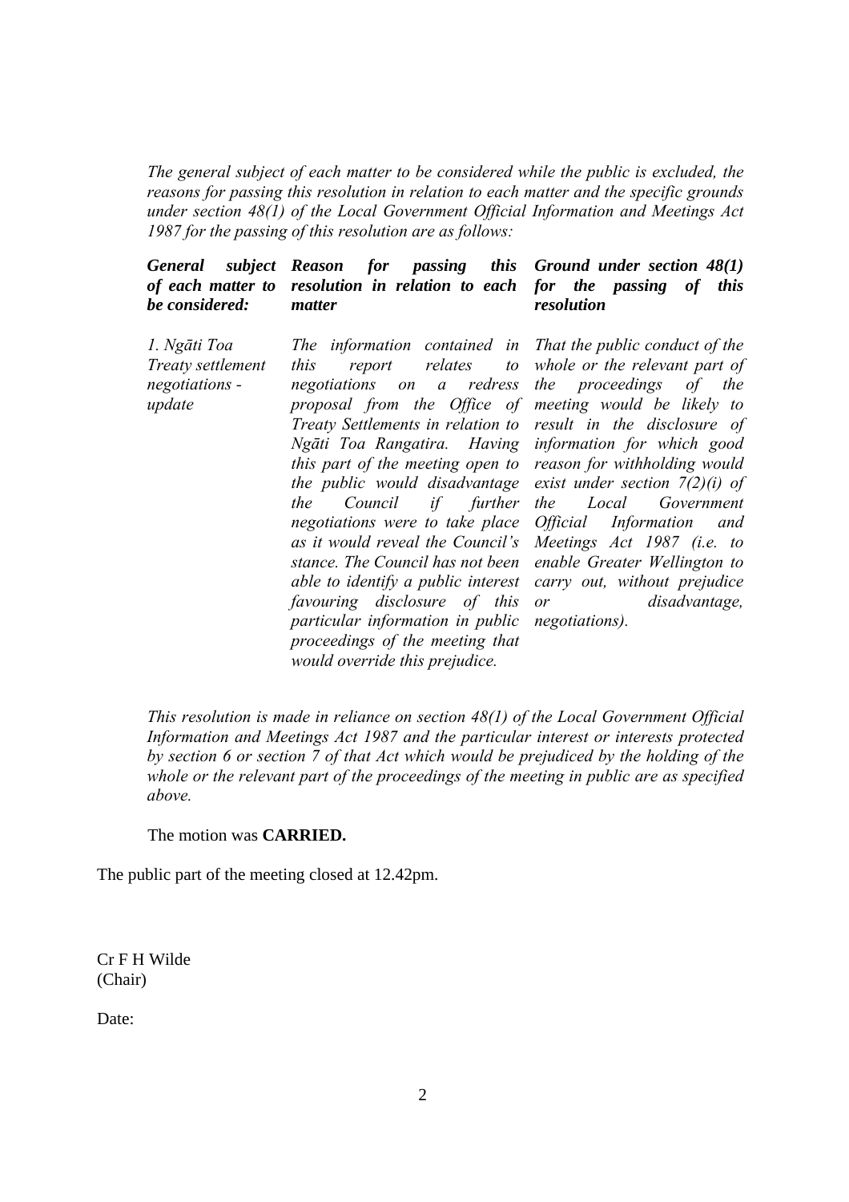*The general subject of each matter to be considered while the public is excluded, the reasons for passing this resolution in relation to each matter and the specific grounds under section 48(1) of the Local Government Official Information and Meetings Act 1987 for the passing of this resolution are as follows:*

| ***General subject of each matter to be considered:*** | ***Reason for passing this resolution in relation to each matter*** | ***Ground under section 48(1) for the passing of this resolution*** |
|---|---|---|
| *1. Ngāti Toa Treaty settlement negotiations - update* | *The information contained in this report relates to negotiations on a redress proposal from the Office of Treaty Settlements in relation to Ngāti Toa Rangatira. Having this part of the meeting open to the public would disadvantage the Council if further negotiations were to take place as it would reveal the Council's stance. The Council has not been able to identify a public interest favouring disclosure of this particular information in public proceedings of the meeting that would override this prejudice.* | *That the public conduct of the whole or the relevant part of the proceedings of the meeting would be likely to result in the disclosure of information for which good reason for withholding would exist under section 7(2)(i) of the Local Government Official Information and Meetings Act 1987 (i.e. to enable Greater Wellington to carry out, without prejudice or disadvantage, negotiations).* |

*This resolution is made in reliance on section 48(1) of the Local Government Official Information and Meetings Act 1987 and the particular interest or interests protected by section 6 or section 7 of that Act which would be prejudiced by the holding of the whole or the relevant part of the proceedings of the meeting in public are as specified above.*

The motion was **CARRIED.**

The public part of the meeting closed at 12.42pm.

Cr F H Wilde
(Chair)

Date: